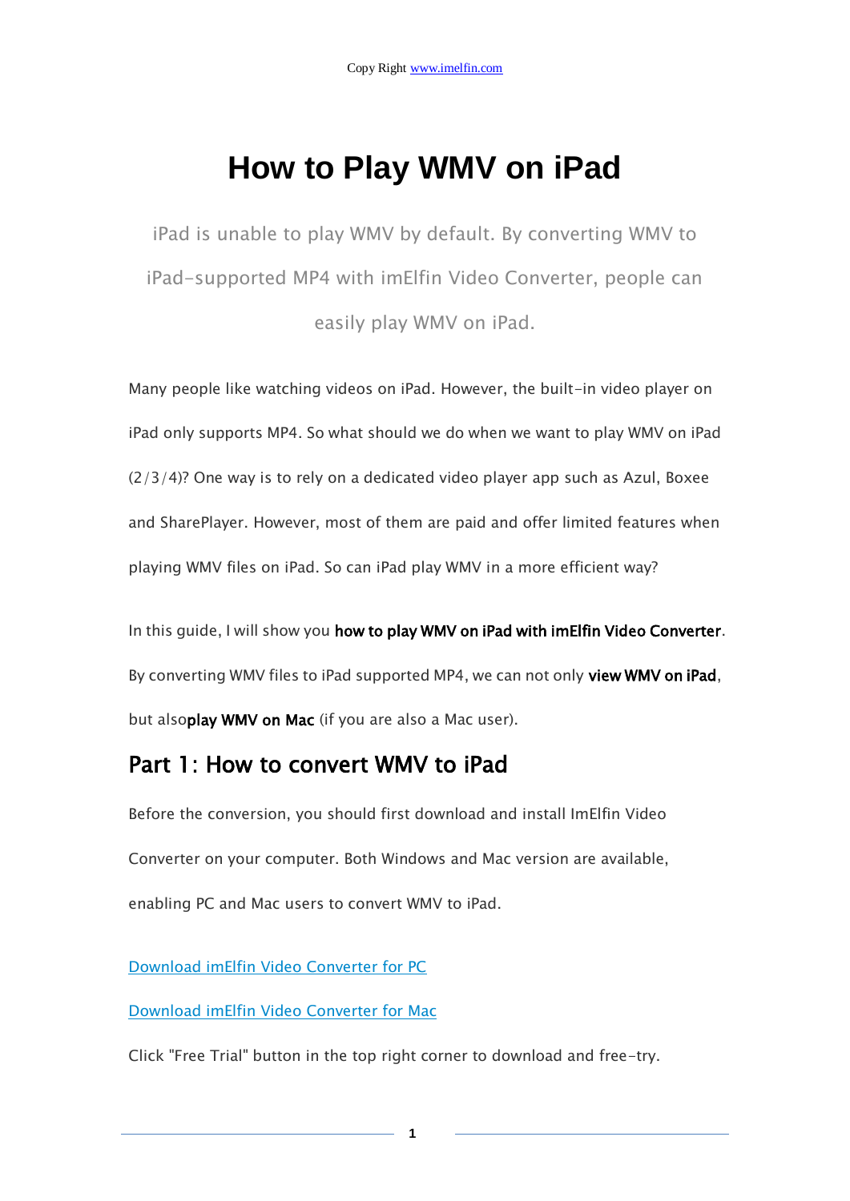# How to Play WMV on iPad

iPad is unable to play WMV by default. By converting WMV to iPad-supported MP4 with imElfin Video Converter, people can easily play WMV on iPad.

Many people like watching videos on iPad. However, the built-in video player on iPad only supports MP4. So what should we do when we want to play WMV on iPad (2/3/4)? One way is to rely on a dedicated video player app such as Azul, Boxee and SharePlayer. However, most of them are paid and offer limited features when playing WMV files on iPad. So can iPad play WMV in a more efficient way?

In this guide, I will show you **how to play WMV on iPad with imElfin Video Converter**. By converting WMV files to iPad supported MP4, we can not only **view WMV on iPad**, but also**play WMV on Mac** (if you are also a Mac user).

## Part 1: How to convert WMV to iPad

Before the conversion, you should first download and install ImElfin Video Converter on your computer. Both Windows and Mac version are available, enabling PC and Mac users to convert WMV to iPad.

Download imElfin Video Converter for PC

Download imElfin Video Converter for Mac

Click "Free Trial" button in the top right corner to download and free-try.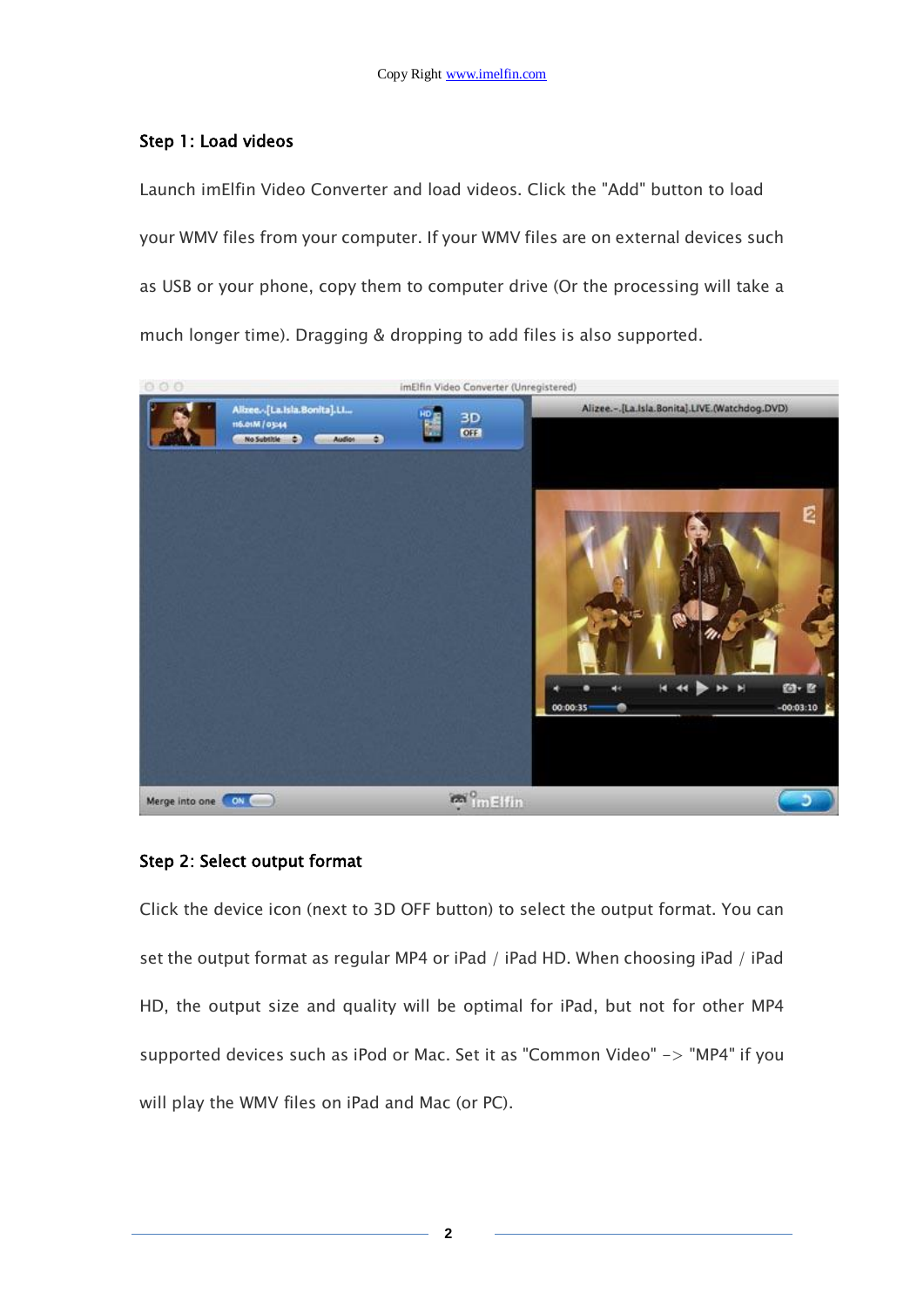## Step 1: Load videos

Launch imElfin Video Converter and load videos. Click the "Add" button to load your WMV files from your computer. If your WMV files are on external devices such as USB or your phone, copy them to computer drive (Or the processing will take a much longer time). Dragging & dropping to add files is also supported.

## Step 2: Select output format

Click the device icon (next to 3D OFF button) to select the output format. You can set the output format as regular MP4 or iPad / iPad HD. When choosing iPad / iPad HD, the output size and quality will be optimal for iPad, but not for other MP4 supported devices such as iPod or Mac. Set it as "Common Video" -> "MP4" if you will play the WMV files on iPad and Mac (or PC).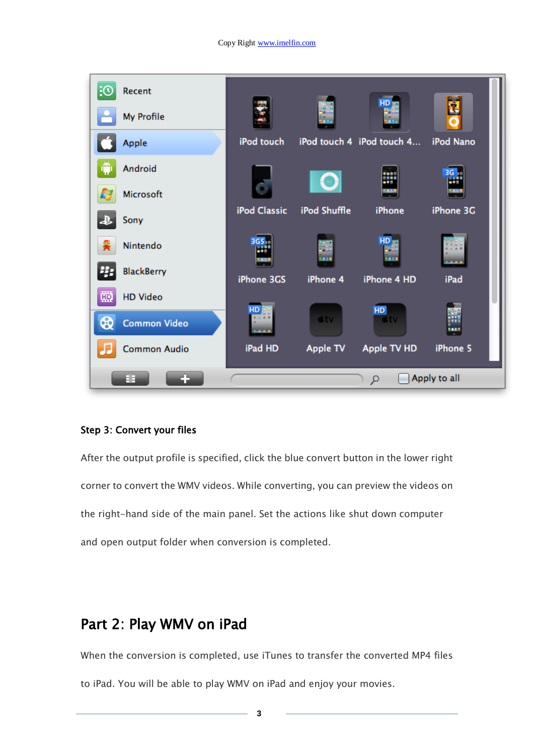### Step 3: Convert your files

After the output profile is specified, click the blue convert button in the lower right corner to convert the WMV videos. While converting, you can preview the videos on the right-hand side of the main panel. Set the actions like shut down computer and open output folder when conversion is completed.

## Part 2: Play WMV on iPad

When the conversion is completed, use iTunes to transfer the converted MP4 files to iPad. You will be able to play WMV on iPad and enjoy your movies.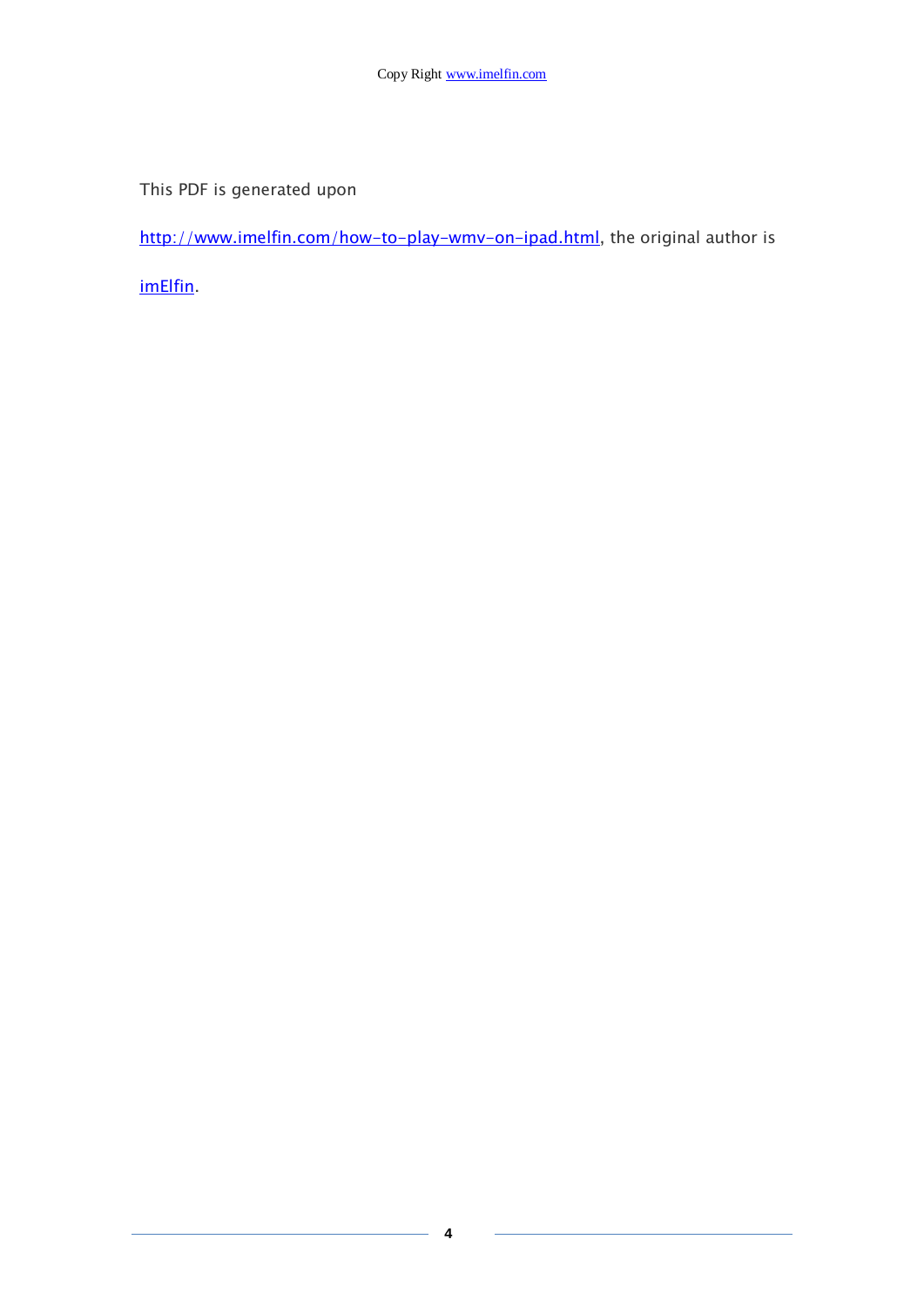This PDF is generated upon

[http://www.imelfin.com/how-to-play-wmv-on-ipad.html](http://www.imelfin.com/how-to-play-wmv-on-ipad.html), the original author is

[imElfin](http://www.imelfin.com).